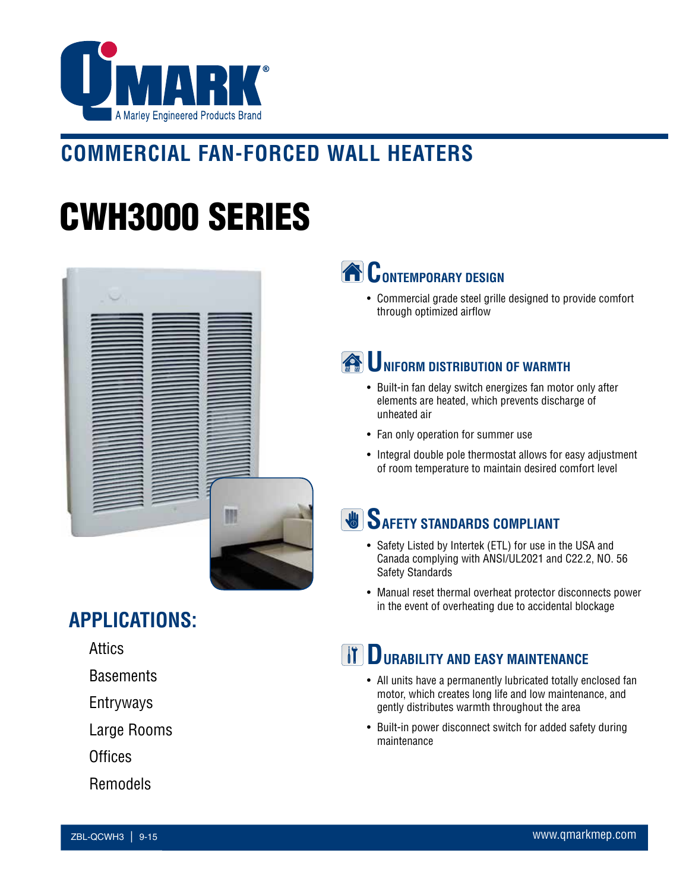QMARK®
A Marley Engineered Products Brand

## COMMERCIAL FAN-FORCED WALL HEATERS

# CWH3000 SERIES

## CONTEMPORARY DESIGN

- Commercial grade steel grille designed to provide comfort through optimized airflow

## UNIFORM DISTRIBUTION OF WARMTH

- Built-in fan delay switch energizes fan motor only after elements are heated, which prevents discharge of unheated air
- Fan only operation for summer use
- Integral double pole thermostat allows for easy adjustment of room temperature to maintain desired comfort level

## SAFETY STANDARDS COMPLIANT

- Safety Listed by Intertek (ETL) for use in the USA and Canada complying with ANSI/UL2021 and C22.2, NO. 56 Safety Standards
- Manual reset thermal overheat protector disconnects power in the event of overheating due to accidental blockage

## DURABILITY AND EASY MAINTENANCE

- All units have a permanently lubricated totally enclosed fan motor, which creates long life and low maintenance, and gently distributes warmth throughout the area
- Built-in power disconnect switch for added safety during maintenance

## APPLICATIONS:

Attics

Basements

Entryways

Large Rooms

Offices

Remodels

ZBL-QCWH3 | 9-15

www.qmarkmep.com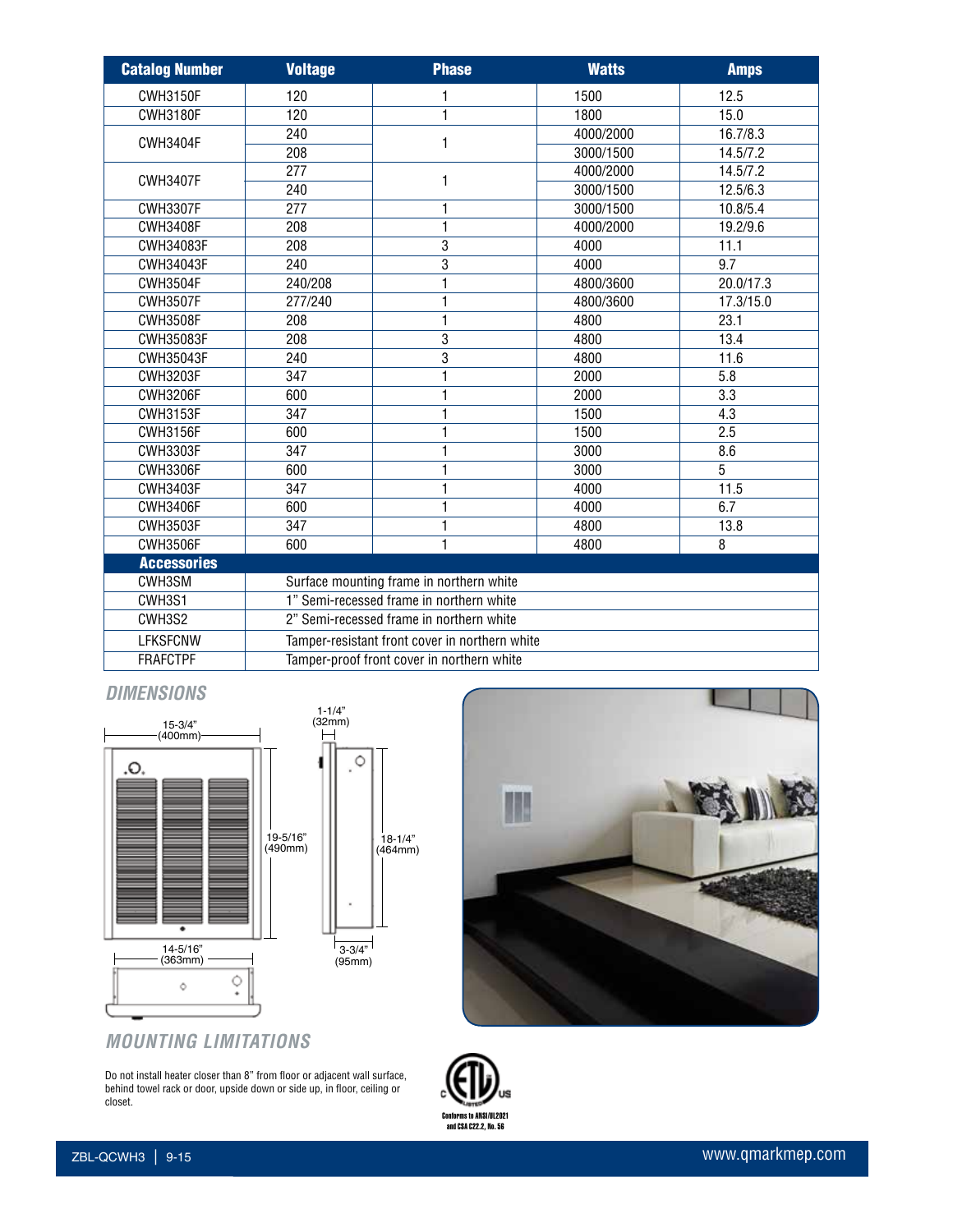| Catalog Number | Voltage | Phase | Watts | Amps |
|---|---|---|---|---|
| CWH3150F | 120 | 1 | 1500 | 12.5 |
| CWH3180F | 120 | 1 | 1800 | 15.0 |
| CWH3404F | 240 | 1 | 4000/2000 | 16.7/8.3 |
| | 208 | | 3000/1500 | 14.5/7.2 |
| CWH3407F | 277 | 1 | 4000/2000 | 14.5/7.2 |
| | 240 | | 3000/1500 | 12.5/6.3 |
| CWH3307F | 277 | 1 | 3000/1500 | 10.8/5.4 |
| CWH3408F | 208 | 1 | 4000/2000 | 19.2/9.6 |
| CWH34083F | 208 | 3 | 4000 | 11.1 |
| CWH34043F | 240 | 3 | 4000 | 9.7 |
| CWH3504F | 240/208 | 1 | 4800/3600 | 20.0/17.3 |
| CWH3507F | 277/240 | 1 | 4800/3600 | 17.3/15.0 |
| CWH3508F | 208 | 1 | 4800 | 23.1 |
| CWH35083F | 208 | 3 | 4800 | 13.4 |
| CWH35043F | 240 | 3 | 4800 | 11.6 |
| CWH3203F | 347 | 1 | 2000 | 5.8 |
| CWH3206F | 600 | 1 | 2000 | 3.3 |
| CWH3153F | 347 | 1 | 1500 | 4.3 |
| CWH3156F | 600 | 1 | 1500 | 2.5 |
| CWH3303F | 347 | 1 | 3000 | 8.6 |
| CWH3306F | 600 | 1 | 3000 | 5 |
| CWH3403F | 347 | 1 | 4000 | 11.5 |
| CWH3406F | 600 | 1 | 4000 | 6.7 |
| CWH3503F | 347 | 1 | 4800 | 13.8 |
| CWH3506F | 600 | 1 | 4800 | 8 |
| **Accessories** | | | | |
| CWH3SM | Surface mounting frame in northern white | | | |
| CWH3S1 | 1" Semi-recessed frame in northern white | | | |
| CWH3S2 | 2" Semi-recessed frame in northern white | | | |
| LFKSFCNW | Tamper-resistant front cover in northern white | | | |
| FRAFCTPF | Tamper-proof front cover in northern white | | | |

## *DIMENSIONS*

15-3/4" (400mm)

1-1/4" (32mm)

19-5/16" (490mm)

18-1/4" (464mm)

14-5/16" (363mm)

3-3/4" (95mm)

## *MOUNTING LIMITATIONS*

Do not install heater closer than 8" from floor or adjacent wall surface, behind towel rack or door, upside down or side up, in floor, ceiling or closet.

Conforms to ANSI/UL2021 and CSA C22.2, No. 56